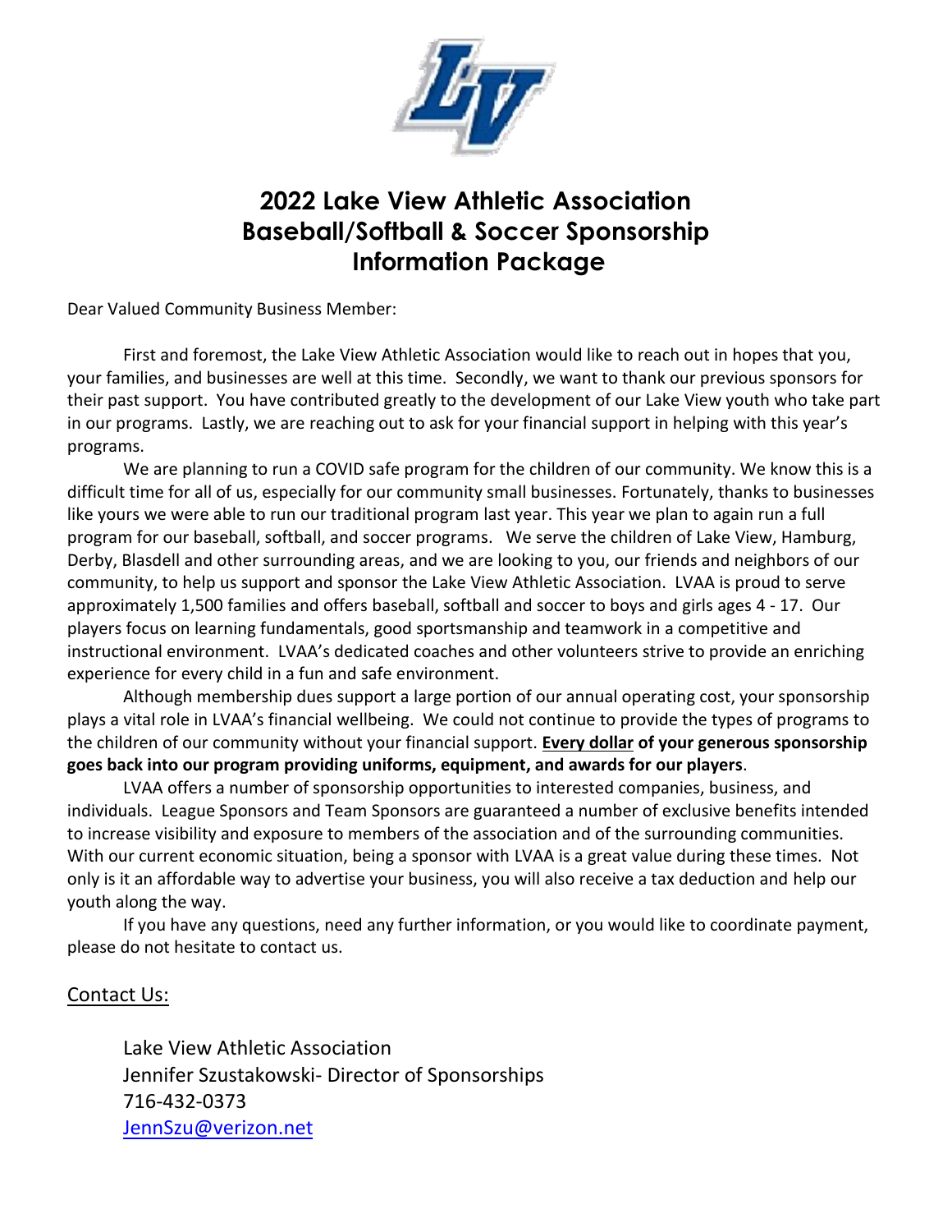# 2022 Lake View Athletic Association Baseball/Softball & Soccer Sponsorship Information Package

Dear Valued Community Business Member:

First and foremost, the Lake View Athletic Association would like to reach out in hopes that you, your families, and businesses are well at this time. Secondly, we want to thank our previous sponsors for their past support. You have contributed greatly to the development of our Lake View youth who take part in our programs. Lastly, we are reaching out to ask for your financial support in helping with this year's programs.

We are planning to run a COVID safe program for the children of our community. We know this is a difficult time for all of us, especially for our community small businesses. Fortunately, thanks to businesses like yours we were able to run our traditional program last year. This year we plan to again run a full program for our baseball, softball, and soccer programs. We serve the children of Lake View, Hamburg, Derby, Blasdell and other surrounding areas, and we are looking to you, our friends and neighbors of our community, to help us support and sponsor the Lake View Athletic Association. LVAA is proud to serve approximately 1,500 families and offers baseball, softball and soccer to boys and girls ages 4 - 17. Our players focus on learning fundamentals, good sportsmanship and teamwork in a competitive and instructional environment. LVAA's dedicated coaches and other volunteers strive to provide an enriching experience for every child in a fun and safe environment.

Although membership dues support a large portion of our annual operating cost, your sponsorship plays a vital role in LVAA's financial wellbeing. We could not continue to provide the types of programs to the children of our community without your financial support. **Every dollar of your generous sponsorship goes back into our program providing uniforms, equipment, and awards for our players**.

LVAA offers a number of sponsorship opportunities to interested companies, business, and individuals. League Sponsors and Team Sponsors are guaranteed a number of exclusive benefits intended to increase visibility and exposure to members of the association and of the surrounding communities. With our current economic situation, being a sponsor with LVAA is a great value during these times. Not only is it an affordable way to advertise your business, you will also receive a tax deduction and help our youth along the way.

If you have any questions, need any further information, or you would like to coordinate payment, please do not hesitate to contact us.

Contact Us:

Lake View Athletic Association
Jennifer Szustakowski- Director of Sponsorships
716-432-0373
JennSzu@verizon.net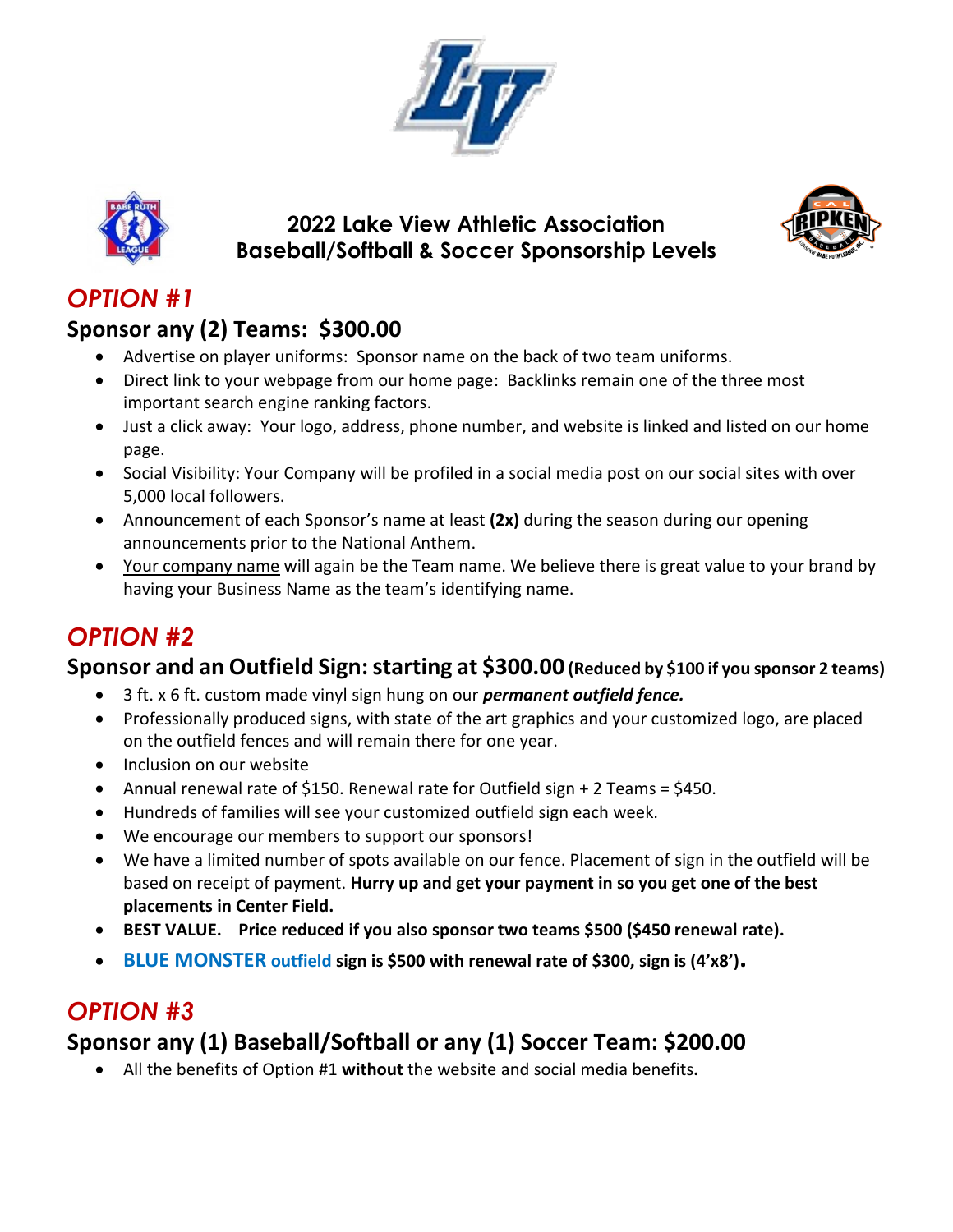# 2022 Lake View Athletic Association
# Baseball/Softball & Soccer Sponsorship Levels

## *OPTION #1*

### Sponsor any (2) Teams: $300.00

- Advertise on player uniforms: Sponsor name on the back of two team uniforms.
- Direct link to your webpage from our home page: Backlinks remain one of the three most important search engine ranking factors.
- Just a click away: Your logo, address, phone number, and website is linked and listed on our home page.
- Social Visibility: Your Company will be profiled in a social media post on our social sites with over 5,000 local followers.
- Announcement of each Sponsor's name at least **(2x)** during the season during our opening announcements prior to the National Anthem.
- Your company name will again be the Team name. We believe there is great value to your brand by having your Business Name as the team's identifying name.

## *OPTION #2*

### Sponsor and an Outfield Sign: starting at $300.00 (Reduced by $100 if you sponsor 2 teams)

- 3 ft. x 6 ft. custom made vinyl sign hung on our ***permanent outfield fence.***
- Professionally produced signs, with state of the art graphics and your customized logo, are placed on the outfield fences and will remain there for one year.
- Inclusion on our website
- Annual renewal rate of $150. Renewal rate for Outfield sign + 2 Teams = $450.
- Hundreds of families will see your customized outfield sign each week.
- We encourage our members to support our sponsors!
- We have a limited number of spots available on our fence. Placement of sign in the outfield will be based on receipt of payment. **Hurry up and get your payment in so you get one of the best placements in Center Field.**
- **BEST VALUE. Price reduced if you also sponsor two teams $500 ($450 renewal rate).**
- **BLUE MONSTER outfield sign is $500 with renewal rate of $300, sign is (4'x8').**

## *OPTION #3*

### Sponsor any (1) Baseball/Softball or any (1) Soccer Team: $200.00

- All the benefits of Option #1 **without** the website and social media benefits.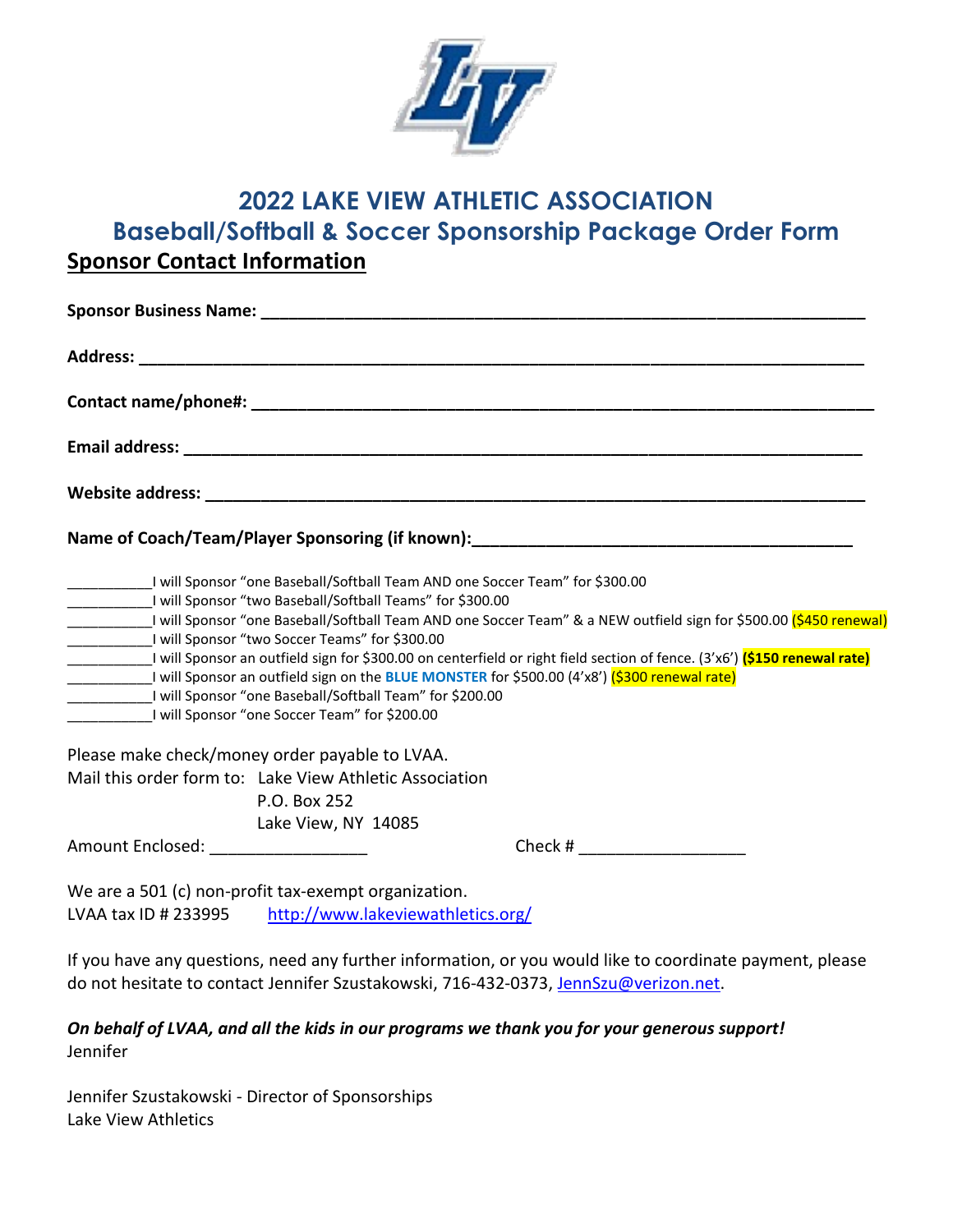# 2022 LAKE VIEW ATHLETIC ASSOCIATION

## Baseball/Softball & Soccer Sponsorship Package Order Form

**Sponsor Contact Information**

**Sponsor Business Name:** ______________________________________________________________

**Address:** ________________________________________________________________________

**Contact name/phone#:** ________________________________________________________________

**Email address:** ____________________________________________________________________

**Website address:** __________________________________________________________________

**Name of Coach/Team/Player Sponsoring (if known):**______________________________________

___________I will Sponsor "one Baseball/Softball Team AND one Soccer Team" for $300.00
___________I will Sponsor "two Baseball/Softball Teams" for $300.00
___________I will Sponsor "one Baseball/Softball Team AND one Soccer Team" & a NEW outfield sign for $500.00 ($450 renewal)
___________I will Sponsor "two Soccer Teams" for $300.00
___________I will Sponsor an outfield sign for $300.00 on centerfield or right field section of fence. (3'x6') **($150 renewal rate)**
___________I will Sponsor an outfield sign on the **BLUE MONSTER** for $500.00 (4'x8') ($300 renewal rate)
___________I will Sponsor "one Baseball/Softball Team" for $200.00
___________I will Sponsor "one Soccer Team" for $200.00

Please make check/money order payable to LVAA.
Mail this order form to: Lake View Athletic Association
P.O. Box 252
Lake View, NY 14085

Amount Enclosed: ________________ Check # _________________

We are a 501 (c) non-profit tax-exempt organization.
LVAA tax ID # 233995 http://www.lakeviewathletics.org/

If you have any questions, need any further information, or you would like to coordinate payment, please do not hesitate to contact Jennifer Szustakowski, 716-432-0373, JennSzu@verizon.net.

***On behalf of LVAA, and all the kids in our programs we thank you for your generous support!***
Jennifer

Jennifer Szustakowski - Director of Sponsorships
Lake View Athletics